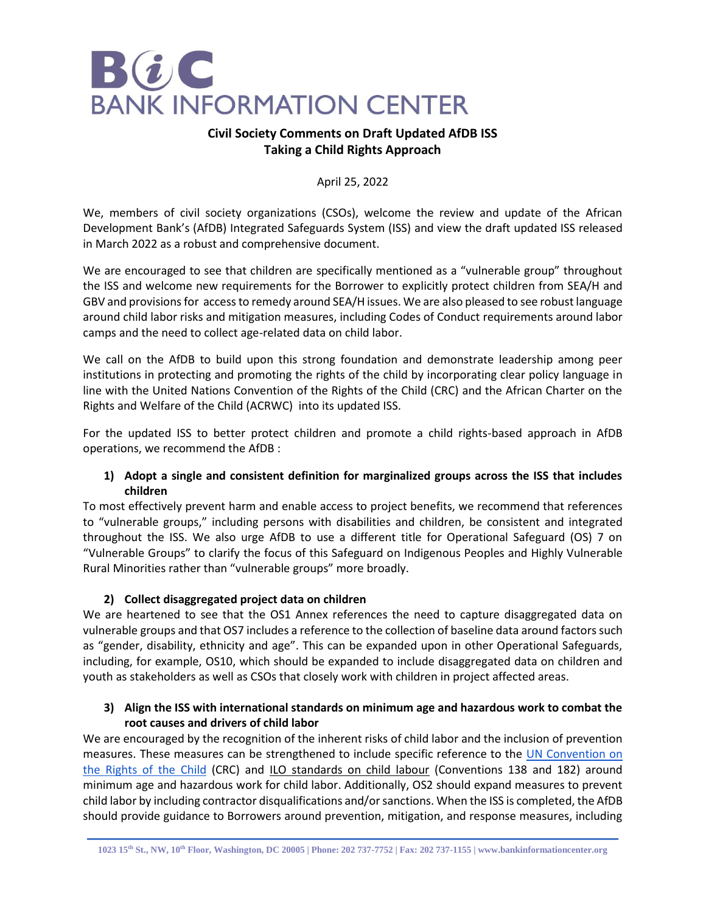# BANK INFORMATION CENTER

## Civil Society Comments on Draft Updated AfDB ISS
## Taking a Child Rights Approach

April 25, 2022

We, members of civil society organizations (CSOs), welcome the review and update of the African Development Bank's (AfDB) Integrated Safeguards System (ISS) and view the draft updated ISS released in March 2022 as a robust and comprehensive document.

We are encouraged to see that children are specifically mentioned as a "vulnerable group" throughout the ISS and welcome new requirements for the Borrower to explicitly protect children from SEA/H and GBV and provisions for access to remedy around SEA/H issues. We are also pleased to see robust language around child labor risks and mitigation measures, including Codes of Conduct requirements around labor camps and the need to collect age-related data on child labor.

We call on the AfDB to build upon this strong foundation and demonstrate leadership among peer institutions in protecting and promoting the rights of the child by incorporating clear policy language in line with the United Nations Convention of the Rights of the Child (CRC) and the African Charter on the Rights and Welfare of the Child (ACRWC) into its updated ISS.

For the updated ISS to better protect children and promote a child rights-based approach in AfDB operations, we recommend the AfDB :

**1) Adopt a single and consistent definition for marginalized groups across the ISS that includes children**

To most effectively prevent harm and enable access to project benefits, we recommend that references to "vulnerable groups," including persons with disabilities and children, be consistent and integrated throughout the ISS. We also urge AfDB to use a different title for Operational Safeguard (OS) 7 on "Vulnerable Groups" to clarify the focus of this Safeguard on Indigenous Peoples and Highly Vulnerable Rural Minorities rather than "vulnerable groups" more broadly.

**2) Collect disaggregated project data on children**

We are heartened to see that the OS1 Annex references the need to capture disaggregated data on vulnerable groups and that OS7 includes a reference to the collection of baseline data around factors such as "gender, disability, ethnicity and age". This can be expanded upon in other Operational Safeguards, including, for example, OS10, which should be expanded to include disaggregated data on children and youth as stakeholders as well as CSOs that closely work with children in project affected areas.

**3) Align the ISS with international standards on minimum age and hazardous work to combat the root causes and drivers of child labor**

We are encouraged by the recognition of the inherent risks of child labor and the inclusion of prevention measures. These measures can be strengthened to include specific reference to the UN Convention on the Rights of the Child (CRC) and ILO standards on child labour (Conventions 138 and 182) around minimum age and hazardous work for child labor. Additionally, OS2 should expand measures to prevent child labor by including contractor disqualifications and/or sanctions. When the ISS is completed, the AfDB should provide guidance to Borrowers around prevention, mitigation, and response measures, including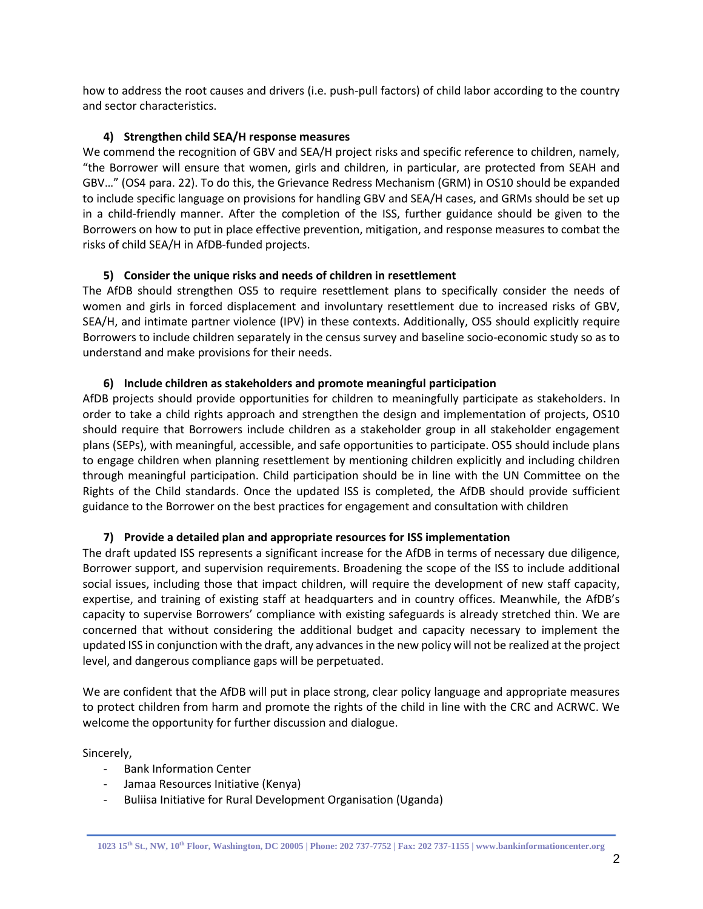how to address the root causes and drivers (i.e. push-pull factors) of child labor according to the country and sector characteristics.

**4) Strengthen child SEA/H response measures**

We commend the recognition of GBV and SEA/H project risks and specific reference to children, namely, "the Borrower will ensure that women, girls and children, in particular, are protected from SEAH and GBV…" (OS4 para. 22). To do this, the Grievance Redress Mechanism (GRM) in OS10 should be expanded to include specific language on provisions for handling GBV and SEA/H cases, and GRMs should be set up in a child-friendly manner. After the completion of the ISS, further guidance should be given to the Borrowers on how to put in place effective prevention, mitigation, and response measures to combat the risks of child SEA/H in AfDB-funded projects.

**5) Consider the unique risks and needs of children in resettlement**

The AfDB should strengthen OS5 to require resettlement plans to specifically consider the needs of women and girls in forced displacement and involuntary resettlement due to increased risks of GBV, SEA/H, and intimate partner violence (IPV) in these contexts. Additionally, OS5 should explicitly require Borrowers to include children separately in the census survey and baseline socio-economic study so as to understand and make provisions for their needs.

**6) Include children as stakeholders and promote meaningful participation**

AfDB projects should provide opportunities for children to meaningfully participate as stakeholders. In order to take a child rights approach and strengthen the design and implementation of projects, OS10 should require that Borrowers include children as a stakeholder group in all stakeholder engagement plans (SEPs), with meaningful, accessible, and safe opportunities to participate. OS5 should include plans to engage children when planning resettlement by mentioning children explicitly and including children through meaningful participation. Child participation should be in line with the UN Committee on the Rights of the Child standards. Once the updated ISS is completed, the AfDB should provide sufficient guidance to the Borrower on the best practices for engagement and consultation with children

**7) Provide a detailed plan and appropriate resources for ISS implementation**

The draft updated ISS represents a significant increase for the AfDB in terms of necessary due diligence, Borrower support, and supervision requirements. Broadening the scope of the ISS to include additional social issues, including those that impact children, will require the development of new staff capacity, expertise, and training of existing staff at headquarters and in country offices. Meanwhile, the AfDB's capacity to supervise Borrowers' compliance with existing safeguards is already stretched thin. We are concerned that without considering the additional budget and capacity necessary to implement the updated ISS in conjunction with the draft, any advances in the new policy will not be realized at the project level, and dangerous compliance gaps will be perpetuated.

We are confident that the AfDB will put in place strong, clear policy language and appropriate measures to protect children from harm and promote the rights of the child in line with the CRC and ACRWC. We welcome the opportunity for further discussion and dialogue.

Sincerely,

- Bank Information Center
- Jamaa Resources Initiative (Kenya)
- Buliisa Initiative for Rural Development Organisation (Uganda)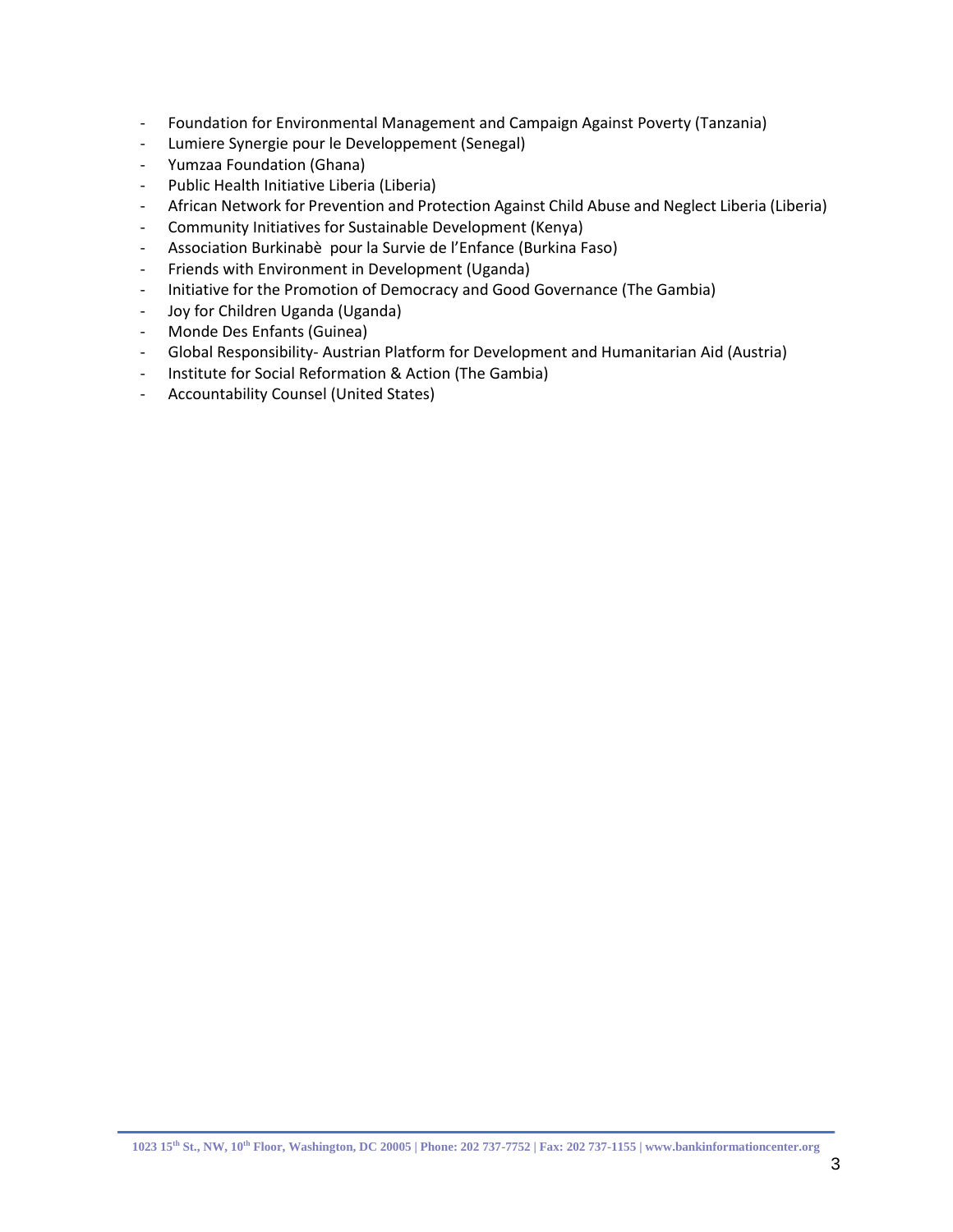- Foundation for Environmental Management and Campaign Against Poverty (Tanzania)
- Lumiere Synergie pour le Developpement (Senegal)
- Yumzaa Foundation (Ghana)
- Public Health Initiative Liberia (Liberia)
- African Network for Prevention and Protection Against Child Abuse and Neglect Liberia (Liberia)
- Community Initiatives for Sustainable Development (Kenya)
- Association Burkinabè pour la Survie de l'Enfance (Burkina Faso)
- Friends with Environment in Development (Uganda)
- Initiative for the Promotion of Democracy and Good Governance (The Gambia)
- Joy for Children Uganda (Uganda)
- Monde Des Enfants (Guinea)
- Global Responsibility- Austrian Platform for Development and Humanitarian Aid (Austria)
- Institute for Social Reformation & Action (The Gambia)
- Accountability Counsel (United States)